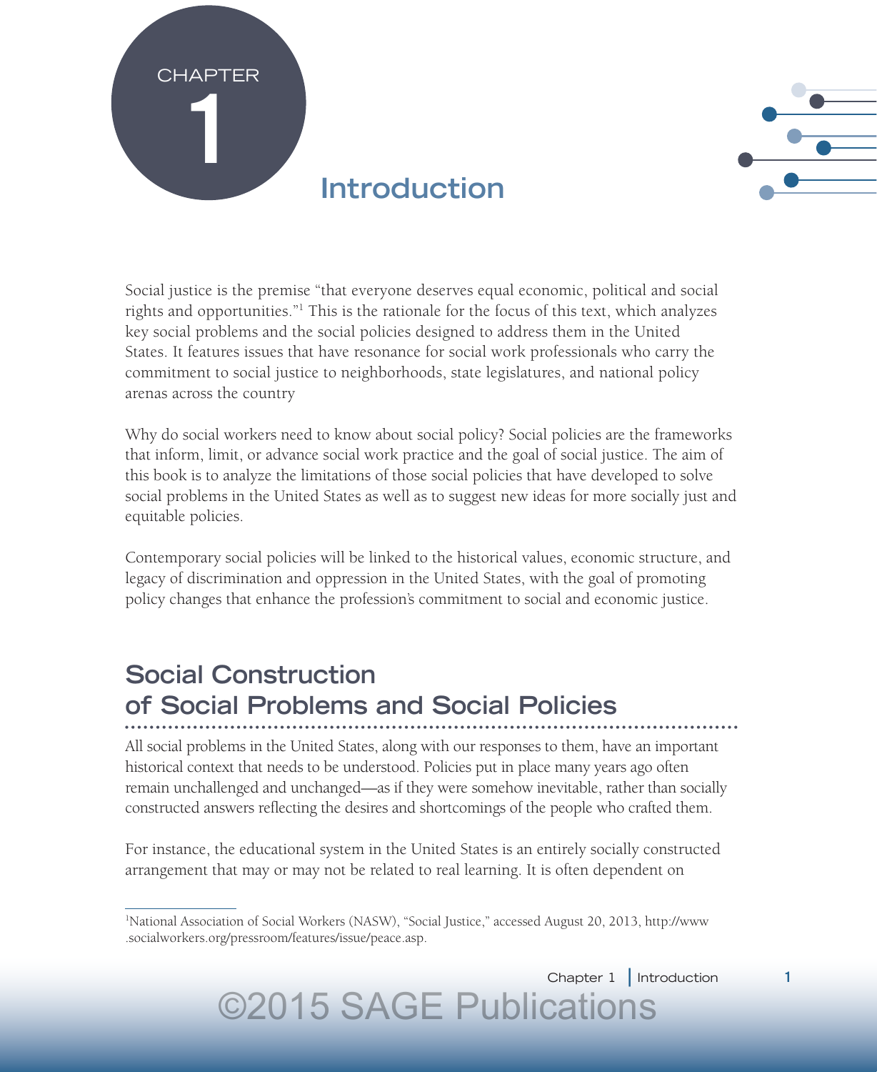# CHAPTER 1

# Introduction

Social justice is the premise "that everyone deserves equal economic, political and social rights and opportunities."[1] This is the rationale for the focus of this text, which analyzes key social problems and the social policies designed to address them in the United States. It features issues that have resonance for social work professionals who carry the commitment to social justice to neighborhoods, state legislatures, and national policy arenas across the country

Why do social workers need to know about social policy? Social policies are the frameworks that inform, limit, or advance social work practice and the goal of social justice. The aim of this book is to analyze the limitations of those social policies that have developed to solve social problems in the United States as well as to suggest new ideas for more socially just and equitable policies.

Contemporary social policies will be linked to the historical values, economic structure, and legacy of discrimination and oppression in the United States, with the goal of promoting policy changes that enhance the profession's commitment to social and economic justice.

## Social Construction of Social Problems and Social Policies

All social problems in the United States, along with our responses to them, have an important historical context that needs to be understood. Policies put in place many years ago often remain unchallenged and unchanged—as if they were somehow inevitable, rather than socially constructed answers reflecting the desires and shortcomings of the people who crafted them.

For instance, the educational system in the United States is an entirely socially constructed arrangement that may or may not be related to real learning. It is often dependent on

[1] National Association of Social Workers (NASW), "Social Justice," accessed August 20, 2013, http://www.socialworkers.org/pressroom/features/issue/peace.asp.

©2015 SAGE Publications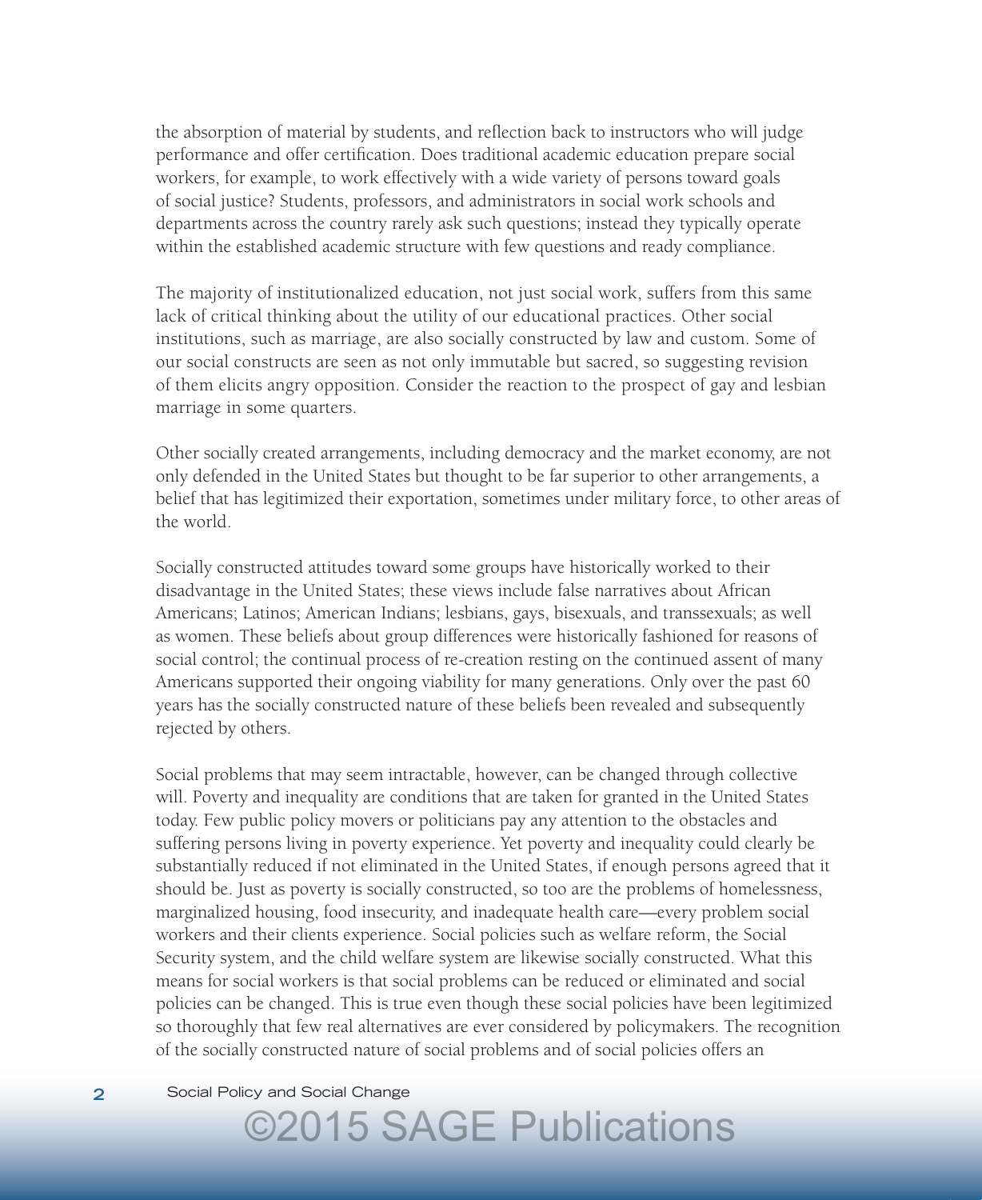the absorption of material by students, and reflection back to instructors who will judge performance and offer certification. Does traditional academic education prepare social workers, for example, to work effectively with a wide variety of persons toward goals of social justice? Students, professors, and administrators in social work schools and departments across the country rarely ask such questions; instead they typically operate within the established academic structure with few questions and ready compliance.

The majority of institutionalized education, not just social work, suffers from this same lack of critical thinking about the utility of our educational practices. Other social institutions, such as marriage, are also socially constructed by law and custom. Some of our social constructs are seen as not only immutable but sacred, so suggesting revision of them elicits angry opposition. Consider the reaction to the prospect of gay and lesbian marriage in some quarters.

Other socially created arrangements, including democracy and the market economy, are not only defended in the United States but thought to be far superior to other arrangements, a belief that has legitimized their exportation, sometimes under military force, to other areas of the world.

Socially constructed attitudes toward some groups have historically worked to their disadvantage in the United States; these views include false narratives about African Americans; Latinos; American Indians; lesbians, gays, bisexuals, and transsexuals; as well as women. These beliefs about group differences were historically fashioned for reasons of social control; the continual process of re-creation resting on the continued assent of many Americans supported their ongoing viability for many generations. Only over the past 60 years has the socially constructed nature of these beliefs been revealed and subsequently rejected by others.

Social problems that may seem intractable, however, can be changed through collective will. Poverty and inequality are conditions that are taken for granted in the United States today. Few public policy movers or politicians pay any attention to the obstacles and suffering persons living in poverty experience. Yet poverty and inequality could clearly be substantially reduced if not eliminated in the United States, if enough persons agreed that it should be. Just as poverty is socially constructed, so too are the problems of homelessness, marginalized housing, food insecurity, and inadequate health care—every problem social workers and their clients experience. Social policies such as welfare reform, the Social Security system, and the child welfare system are likewise socially constructed. What this means for social workers is that social problems can be reduced or eliminated and social policies can be changed. This is true even though these social policies have been legitimized so thoroughly that few real alternatives are ever considered by policymakers. The recognition of the socially constructed nature of social problems and of social policies offers an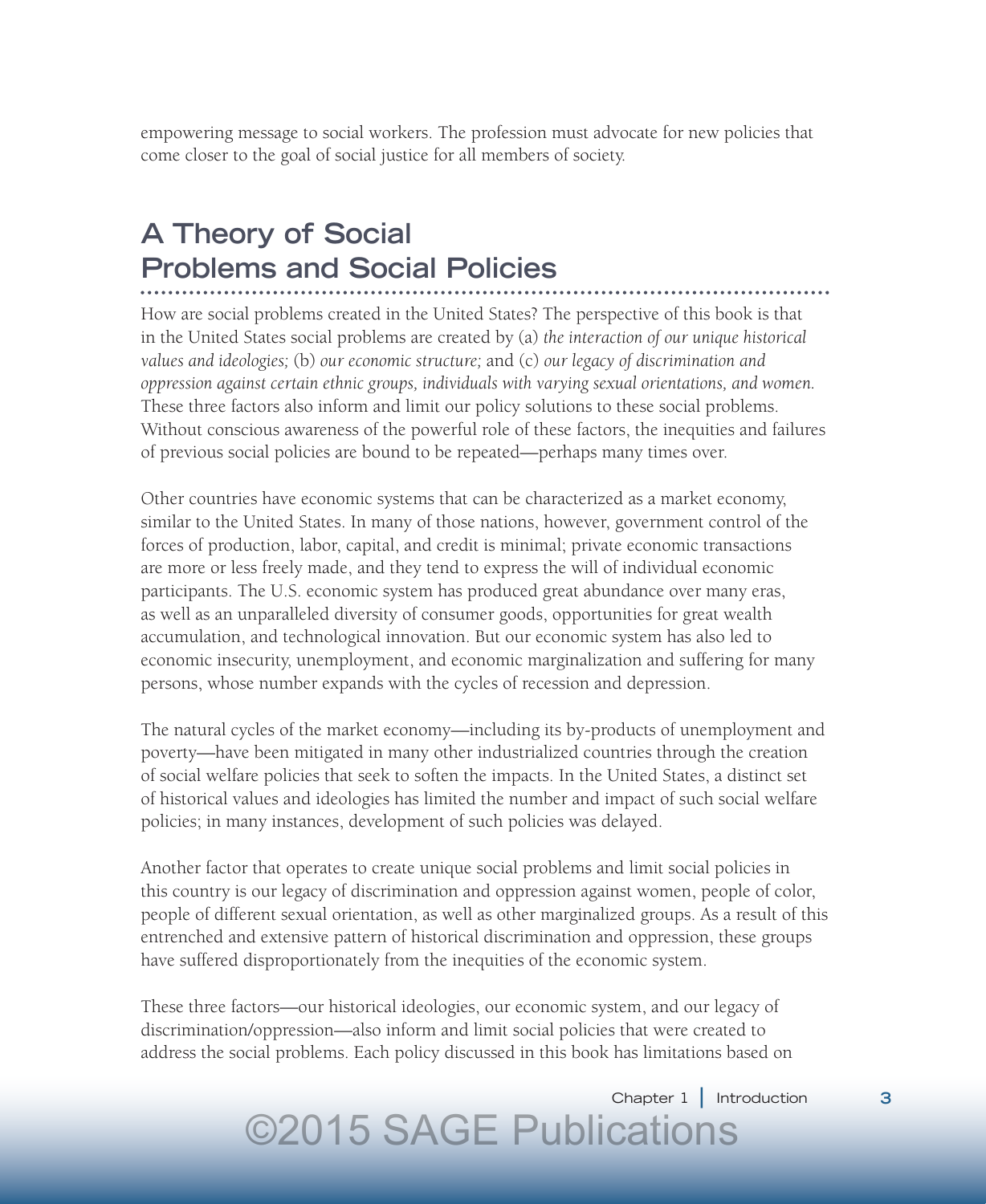empowering message to social workers. The profession must advocate for new policies that come closer to the goal of social justice for all members of society.

## A Theory of Social Problems and Social Policies

How are social problems created in the United States? The perspective of this book is that in the United States social problems are created by (a) *the interaction of our unique historical values and ideologies;* (b) *our economic structure;* and (c) *our legacy of discrimination and oppression against certain ethnic groups, individuals with varying sexual orientations, and women.* These three factors also inform and limit our policy solutions to these social problems. Without conscious awareness of the powerful role of these factors, the inequities and failures of previous social policies are bound to be repeated—perhaps many times over.

Other countries have economic systems that can be characterized as a market economy, similar to the United States. In many of those nations, however, government control of the forces of production, labor, capital, and credit is minimal; private economic transactions are more or less freely made, and they tend to express the will of individual economic participants. The U.S. economic system has produced great abundance over many eras, as well as an unparalleled diversity of consumer goods, opportunities for great wealth accumulation, and technological innovation. But our economic system has also led to economic insecurity, unemployment, and economic marginalization and suffering for many persons, whose number expands with the cycles of recession and depression.

The natural cycles of the market economy—including its by-products of unemployment and poverty—have been mitigated in many other industrialized countries through the creation of social welfare policies that seek to soften the impacts. In the United States, a distinct set of historical values and ideologies has limited the number and impact of such social welfare policies; in many instances, development of such policies was delayed.

Another factor that operates to create unique social problems and limit social policies in this country is our legacy of discrimination and oppression against women, people of color, people of different sexual orientation, as well as other marginalized groups. As a result of this entrenched and extensive pattern of historical discrimination and oppression, these groups have suffered disproportionately from the inequities of the economic system.

These three factors—our historical ideologies, our economic system, and our legacy of discrimination/oppression—also inform and limit social policies that were created to address the social problems. Each policy discussed in this book has limitations based on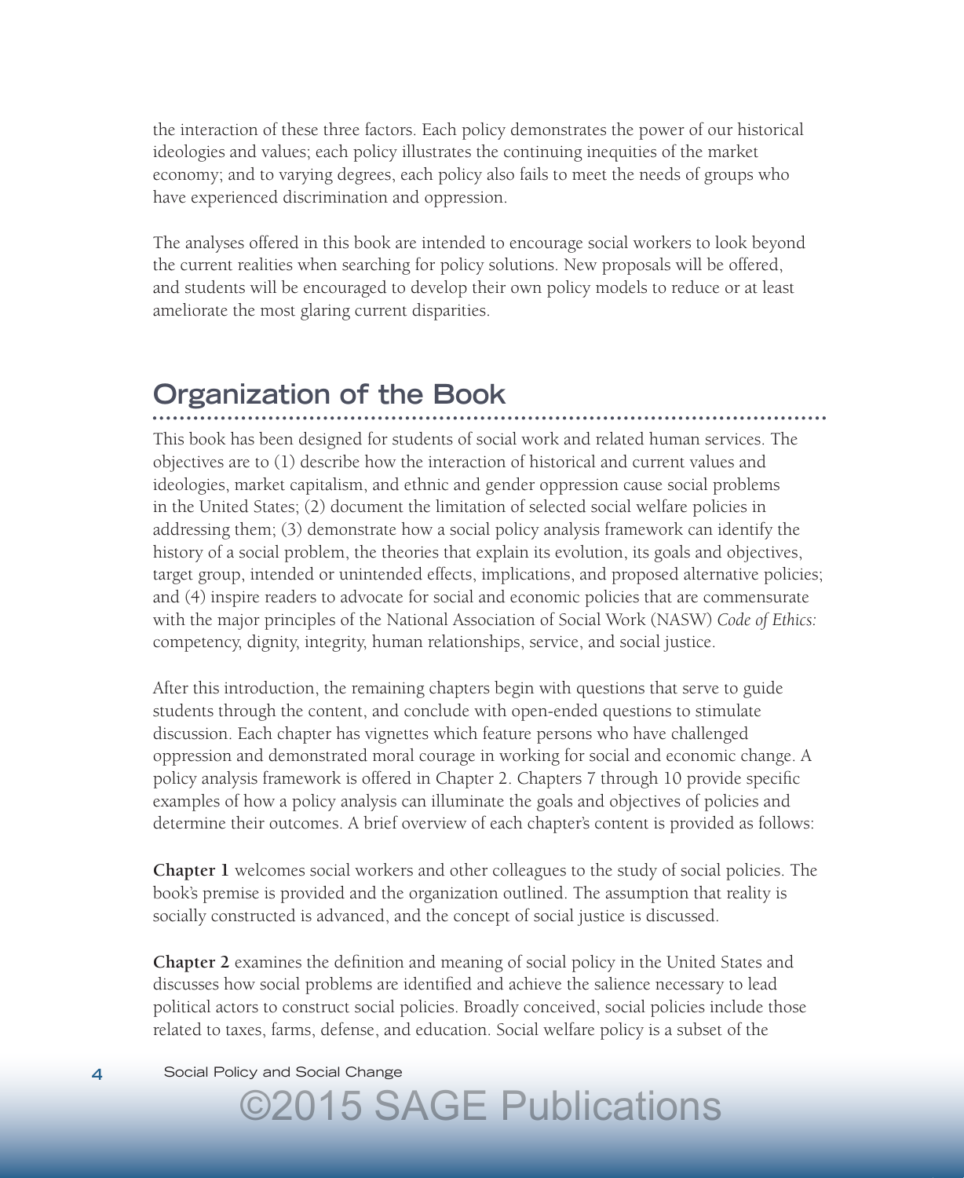the interaction of these three factors. Each policy demonstrates the power of our historical ideologies and values; each policy illustrates the continuing inequities of the market economy; and to varying degrees, each policy also fails to meet the needs of groups who have experienced discrimination and oppression.

The analyses offered in this book are intended to encourage social workers to look beyond the current realities when searching for policy solutions. New proposals will be offered, and students will be encouraged to develop their own policy models to reduce or at least ameliorate the most glaring current disparities.

## Organization of the Book

This book has been designed for students of social work and related human services. The objectives are to (1) describe how the interaction of historical and current values and ideologies, market capitalism, and ethnic and gender oppression cause social problems in the United States; (2) document the limitation of selected social welfare policies in addressing them; (3) demonstrate how a social policy analysis framework can identify the history of a social problem, the theories that explain its evolution, its goals and objectives, target group, intended or unintended effects, implications, and proposed alternative policies; and (4) inspire readers to advocate for social and economic policies that are commensurate with the major principles of the National Association of Social Work (NASW) *Code of Ethics:* competency, dignity, integrity, human relationships, service, and social justice.

After this introduction, the remaining chapters begin with questions that serve to guide students through the content, and conclude with open-ended questions to stimulate discussion. Each chapter has vignettes which feature persons who have challenged oppression and demonstrated moral courage in working for social and economic change. A policy analysis framework is offered in Chapter 2. Chapters 7 through 10 provide specific examples of how a policy analysis can illuminate the goals and objectives of policies and determine their outcomes. A brief overview of each chapter's content is provided as follows:

**Chapter 1** welcomes social workers and other colleagues to the study of social policies. The book's premise is provided and the organization outlined. The assumption that reality is socially constructed is advanced, and the concept of social justice is discussed.

**Chapter 2** examines the definition and meaning of social policy in the United States and discusses how social problems are identified and achieve the salience necessary to lead political actors to construct social policies. Broadly conceived, social policies include those related to taxes, farms, defense, and education. Social welfare policy is a subset of the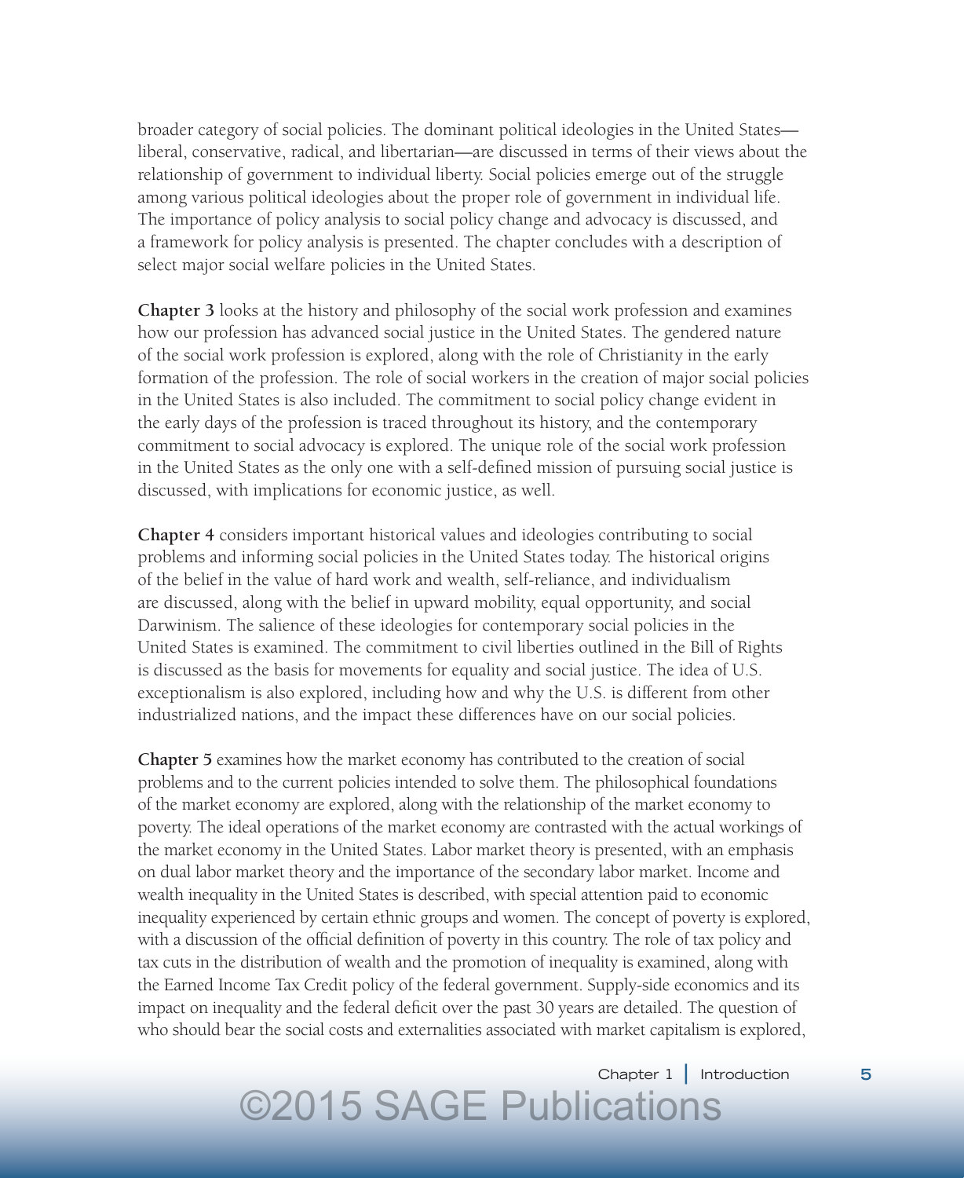broader category of social policies. The dominant political ideologies in the United States—liberal, conservative, radical, and libertarian—are discussed in terms of their views about the relationship of government to individual liberty. Social policies emerge out of the struggle among various political ideologies about the proper role of government in individual life. The importance of policy analysis to social policy change and advocacy is discussed, and a framework for policy analysis is presented. The chapter concludes with a description of select major social welfare policies in the United States.

**Chapter 3** looks at the history and philosophy of the social work profession and examines how our profession has advanced social justice in the United States. The gendered nature of the social work profession is explored, along with the role of Christianity in the early formation of the profession. The role of social workers in the creation of major social policies in the United States is also included. The commitment to social policy change evident in the early days of the profession is traced throughout its history, and the contemporary commitment to social advocacy is explored. The unique role of the social work profession in the United States as the only one with a self-defined mission of pursuing social justice is discussed, with implications for economic justice, as well.

**Chapter 4** considers important historical values and ideologies contributing to social problems and informing social policies in the United States today. The historical origins of the belief in the value of hard work and wealth, self-reliance, and individualism are discussed, along with the belief in upward mobility, equal opportunity, and social Darwinism. The salience of these ideologies for contemporary social policies in the United States is examined. The commitment to civil liberties outlined in the Bill of Rights is discussed as the basis for movements for equality and social justice. The idea of U.S. exceptionalism is also explored, including how and why the U.S. is different from other industrialized nations, and the impact these differences have on our social policies.

**Chapter 5** examines how the market economy has contributed to the creation of social problems and to the current policies intended to solve them. The philosophical foundations of the market economy are explored, along with the relationship of the market economy to poverty. The ideal operations of the market economy are contrasted with the actual workings of the market economy in the United States. Labor market theory is presented, with an emphasis on dual labor market theory and the importance of the secondary labor market. Income and wealth inequality in the United States is described, with special attention paid to economic inequality experienced by certain ethnic groups and women. The concept of poverty is explored, with a discussion of the official definition of poverty in this country. The role of tax policy and tax cuts in the distribution of wealth and the promotion of inequality is examined, along with the Earned Income Tax Credit policy of the federal government. Supply-side economics and its impact on inequality and the federal deficit over the past 30 years are detailed. The question of who should bear the social costs and externalities associated with market capitalism is explored,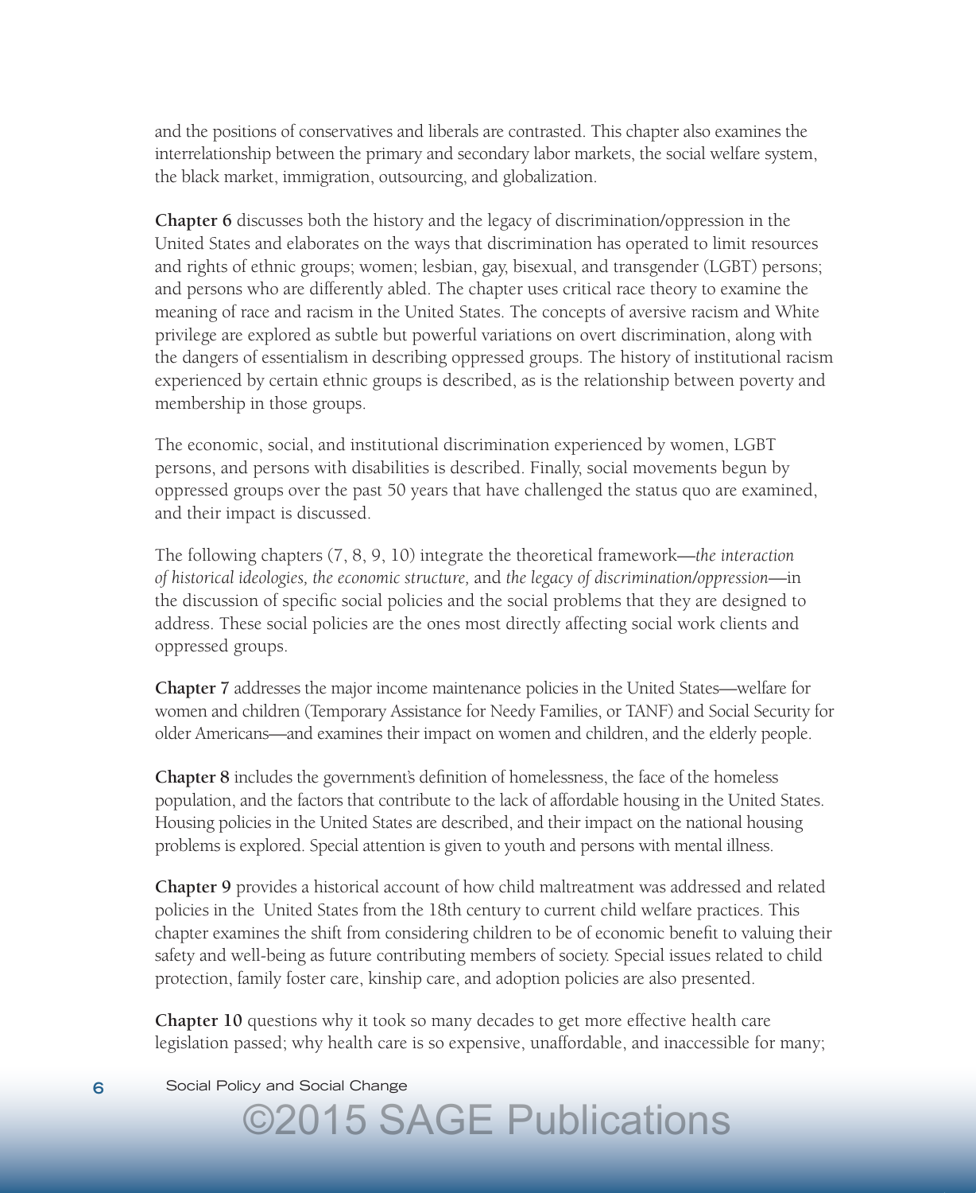and the positions of conservatives and liberals are contrasted. This chapter also examines the interrelationship between the primary and secondary labor markets, the social welfare system, the black market, immigration, outsourcing, and globalization.

**Chapter 6** discusses both the history and the legacy of discrimination/oppression in the United States and elaborates on the ways that discrimination has operated to limit resources and rights of ethnic groups; women; lesbian, gay, bisexual, and transgender (LGBT) persons; and persons who are differently abled. The chapter uses critical race theory to examine the meaning of race and racism in the United States. The concepts of aversive racism and White privilege are explored as subtle but powerful variations on overt discrimination, along with the dangers of essentialism in describing oppressed groups. The history of institutional racism experienced by certain ethnic groups is described, as is the relationship between poverty and membership in those groups.

The economic, social, and institutional discrimination experienced by women, LGBT persons, and persons with disabilities is described. Finally, social movements begun by oppressed groups over the past 50 years that have challenged the status quo are examined, and their impact is discussed.

The following chapters (7, 8, 9, 10) integrate the theoretical framework—*the interaction of historical ideologies, the economic structure,* and *the legacy of discrimination/oppression*—in the discussion of specific social policies and the social problems that they are designed to address. These social policies are the ones most directly affecting social work clients and oppressed groups.

**Chapter 7** addresses the major income maintenance policies in the United States—welfare for women and children (Temporary Assistance for Needy Families, or TANF) and Social Security for older Americans—and examines their impact on women and children, and the elderly people.

**Chapter 8** includes the government's definition of homelessness, the face of the homeless population, and the factors that contribute to the lack of affordable housing in the United States. Housing policies in the United States are described, and their impact on the national housing problems is explored. Special attention is given to youth and persons with mental illness.

**Chapter 9** provides a historical account of how child maltreatment was addressed and related policies in the United States from the 18th century to current child welfare practices. This chapter examines the shift from considering children to be of economic benefit to valuing their safety and well-being as future contributing members of society. Special issues related to child protection, family foster care, kinship care, and adoption policies are also presented.

**Chapter 10** questions why it took so many decades to get more effective health care legislation passed; why health care is so expensive, unaffordable, and inaccessible for many;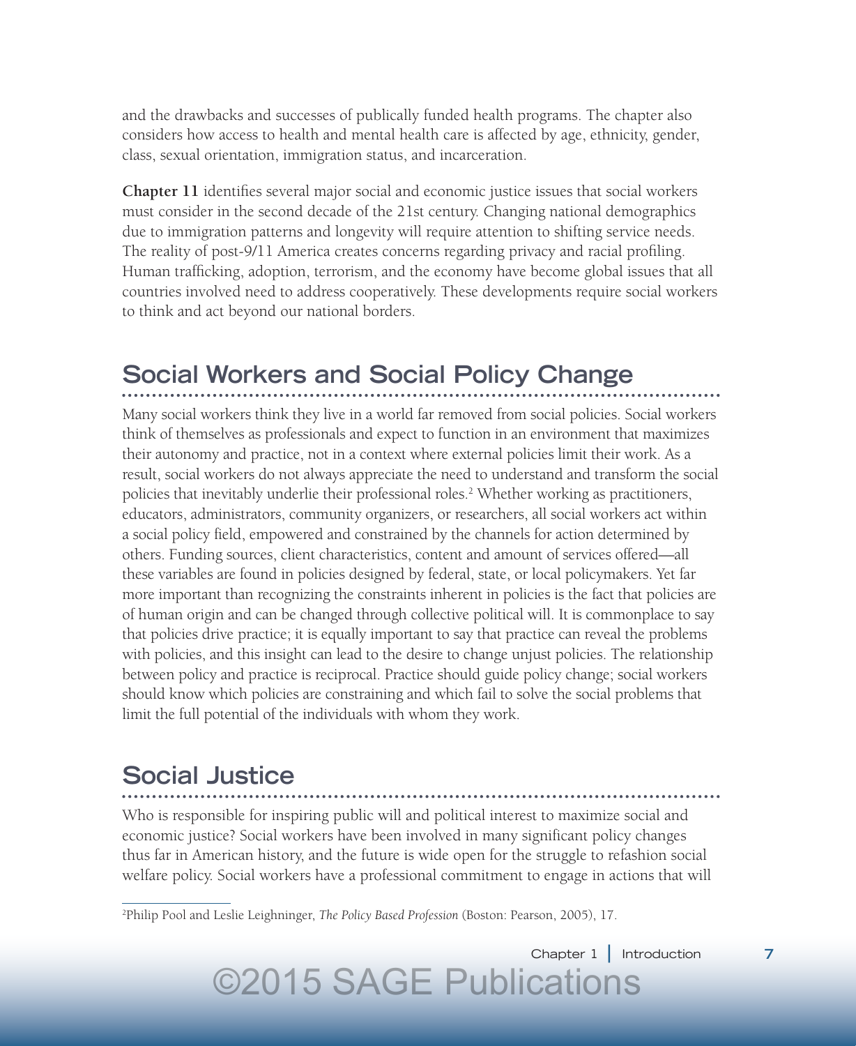and the drawbacks and successes of publically funded health programs. The chapter also considers how access to health and mental health care is affected by age, ethnicity, gender, class, sexual orientation, immigration status, and incarceration.

**Chapter 11** identifies several major social and economic justice issues that social workers must consider in the second decade of the 21st century. Changing national demographics due to immigration patterns and longevity will require attention to shifting service needs. The reality of post-9/11 America creates concerns regarding privacy and racial profiling. Human trafficking, adoption, terrorism, and the economy have become global issues that all countries involved need to address cooperatively. These developments require social workers to think and act beyond our national borders.

## Social Workers and Social Policy Change

Many social workers think they live in a world far removed from social policies. Social workers think of themselves as professionals and expect to function in an environment that maximizes their autonomy and practice, not in a context where external policies limit their work. As a result, social workers do not always appreciate the need to understand and transform the social policies that inevitably underlie their professional roles.[2] Whether working as practitioners, educators, administrators, community organizers, or researchers, all social workers act within a social policy field, empowered and constrained by the channels for action determined by others. Funding sources, client characteristics, content and amount of services offered—all these variables are found in policies designed by federal, state, or local policymakers. Yet far more important than recognizing the constraints inherent in policies is the fact that policies are of human origin and can be changed through collective political will. It is commonplace to say that policies drive practice; it is equally important to say that practice can reveal the problems with policies, and this insight can lead to the desire to change unjust policies. The relationship between policy and practice is reciprocal. Practice should guide policy change; social workers should know which policies are constraining and which fail to solve the social problems that limit the full potential of the individuals with whom they work.

## Social Justice

Who is responsible for inspiring public will and political interest to maximize social and economic justice? Social workers have been involved in many significant policy changes thus far in American history, and the future is wide open for the struggle to refashion social welfare policy. Social workers have a professional commitment to engage in actions that will

---

[2]Philip Pool and Leslie Leighninger, *The Policy Based Profession* (Boston: Pearson, 2005), 17.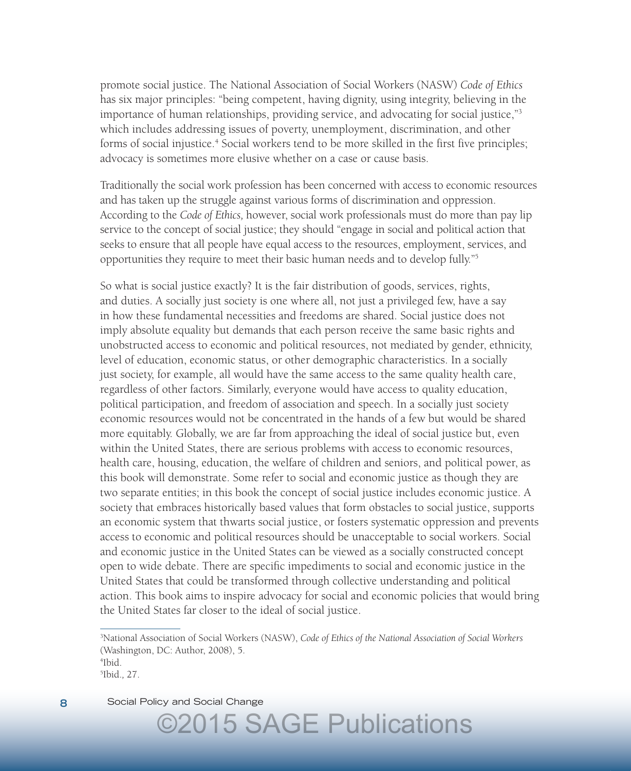promote social justice. The National Association of Social Workers (NASW) *Code of Ethics* has six major principles: "being competent, having dignity, using integrity, believing in the importance of human relationships, providing service, and advocating for social justice,"[3] which includes addressing issues of poverty, unemployment, discrimination, and other forms of social injustice.[4] Social workers tend to be more skilled in the first five principles; advocacy is sometimes more elusive whether on a case or cause basis.

Traditionally the social work profession has been concerned with access to economic resources and has taken up the struggle against various forms of discrimination and oppression. According to the *Code of Ethics,* however, social work professionals must do more than pay lip service to the concept of social justice; they should "engage in social and political action that seeks to ensure that all people have equal access to the resources, employment, services, and opportunities they require to meet their basic human needs and to develop fully."[5]

So what is social justice exactly? It is the fair distribution of goods, services, rights, and duties. A socially just society is one where all, not just a privileged few, have a say in how these fundamental necessities and freedoms are shared. Social justice does not imply absolute equality but demands that each person receive the same basic rights and unobstructed access to economic and political resources, not mediated by gender, ethnicity, level of education, economic status, or other demographic characteristics. In a socially just society, for example, all would have the same access to the same quality health care, regardless of other factors. Similarly, everyone would have access to quality education, political participation, and freedom of association and speech. In a socially just society economic resources would not be concentrated in the hands of a few but would be shared more equitably. Globally, we are far from approaching the ideal of social justice but, even within the United States, there are serious problems with access to economic resources, health care, housing, education, the welfare of children and seniors, and political power, as this book will demonstrate. Some refer to social and economic justice as though they are two separate entities; in this book the concept of social justice includes economic justice. A society that embraces historically based values that form obstacles to social justice, supports an economic system that thwarts social justice, or fosters systematic oppression and prevents access to economic and political resources should be unacceptable to social workers. Social and economic justice in the United States can be viewed as a socially constructed concept open to wide debate. There are specific impediments to social and economic justice in the United States that could be transformed through collective understanding and political action. This book aims to inspire advocacy for social and economic policies that would bring the United States far closer to the ideal of social justice.

---

[3]National Association of Social Workers (NASW), *Code of Ethics of the National Association of Social Workers* (Washington, DC: Author, 2008), 5.

[4]Ibid.

[5]Ibid., 27.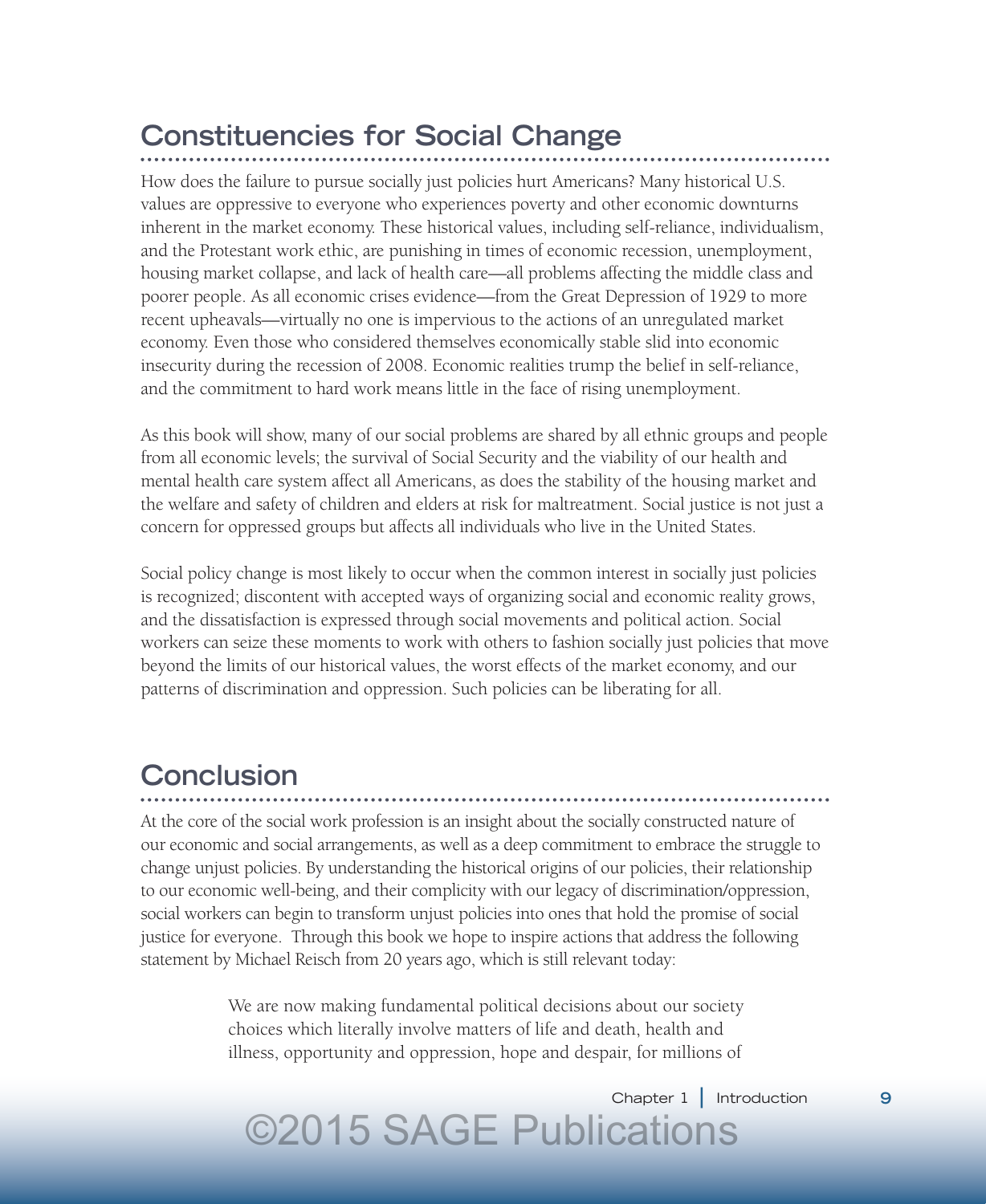## Constituencies for Social Change

How does the failure to pursue socially just policies hurt Americans? Many historical U.S. values are oppressive to everyone who experiences poverty and other economic downturns inherent in the market economy. These historical values, including self-reliance, individualism, and the Protestant work ethic, are punishing in times of economic recession, unemployment, housing market collapse, and lack of health care—all problems affecting the middle class and poorer people. As all economic crises evidence—from the Great Depression of 1929 to more recent upheavals—virtually no one is impervious to the actions of an unregulated market economy. Even those who considered themselves economically stable slid into economic insecurity during the recession of 2008. Economic realities trump the belief in self-reliance, and the commitment to hard work means little in the face of rising unemployment.

As this book will show, many of our social problems are shared by all ethnic groups and people from all economic levels; the survival of Social Security and the viability of our health and mental health care system affect all Americans, as does the stability of the housing market and the welfare and safety of children and elders at risk for maltreatment. Social justice is not just a concern for oppressed groups but affects all individuals who live in the United States.

Social policy change is most likely to occur when the common interest in socially just policies is recognized; discontent with accepted ways of organizing social and economic reality grows, and the dissatisfaction is expressed through social movements and political action. Social workers can seize these moments to work with others to fashion socially just policies that move beyond the limits of our historical values, the worst effects of the market economy, and our patterns of discrimination and oppression. Such policies can be liberating for all.

## Conclusion

At the core of the social work profession is an insight about the socially constructed nature of our economic and social arrangements, as well as a deep commitment to embrace the struggle to change unjust policies. By understanding the historical origins of our policies, their relationship to our economic well-being, and their complicity with our legacy of discrimination/oppression, social workers can begin to transform unjust policies into ones that hold the promise of social justice for everyone. Through this book we hope to inspire actions that address the following statement by Michael Reisch from 20 years ago, which is still relevant today:

> We are now making fundamental political decisions about our society choices which literally involve matters of life and death, health and illness, opportunity and oppression, hope and despair, for millions of

©2015 SAGE Publications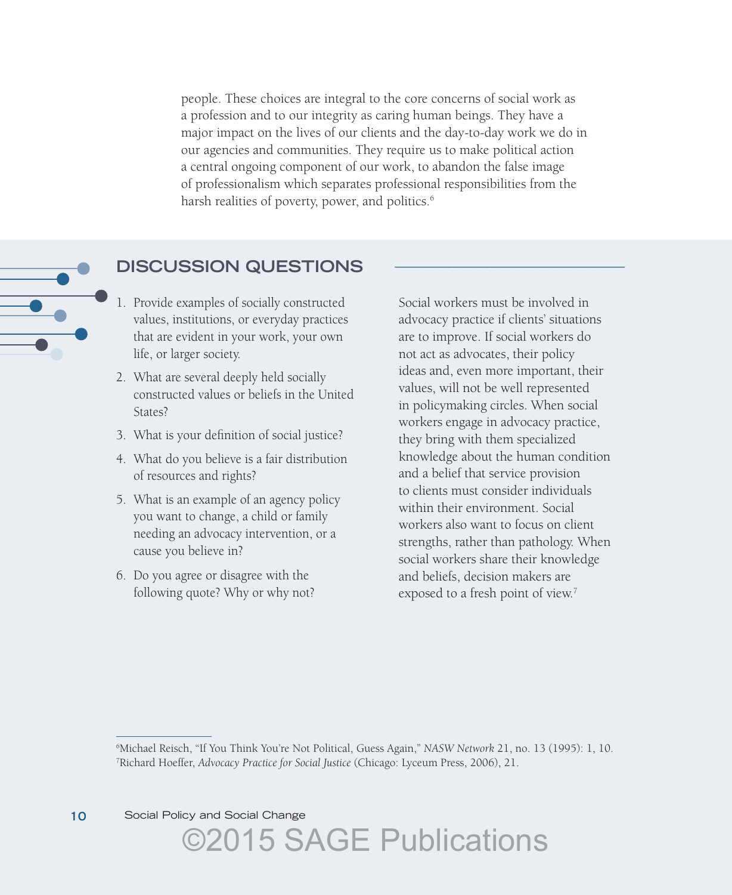people. These choices are integral to the core concerns of social work as a profession and to our integrity as caring human beings. They have a major impact on the lives of our clients and the day-to-day work we do in our agencies and communities. They require us to make political action a central ongoing component of our work, to abandon the false image of professionalism which separates professional responsibilities from the harsh realities of poverty, power, and politics.[6]

## DISCUSSION QUESTIONS

1. Provide examples of socially constructed values, institutions, or everyday practices that are evident in your own work, your own life, or larger society.
2. What are several deeply held socially constructed values or beliefs in the United States?
3. What is your definition of social justice?
4. What do you believe is a fair distribution of resources and rights?
5. What is an example of an agency policy you want to change, a child or family needing an advocacy intervention, or a cause you believe in?
6. Do you agree or disagree with the following quote? Why or why not?

Social workers must be involved in advocacy practice if clients' situations are to improve. If social workers do not act as advocates, their policy ideas and, even more important, their values, will not be well represented in policymaking circles. When social workers engage in advocacy practice, they bring with them specialized knowledge about the human condition and a belief that service provision to clients must consider individuals within their environment. Social workers also want to focus on client strengths, rather than pathology. When social workers share their knowledge and beliefs, decision makers are exposed to a fresh point of view.[7]

---

[6]Michael Reisch, "If You Think You're Not Political, Guess Again," *NASW Network* 21, no. 13 (1995): 1, 10.
[7]Richard Hoeffer, *Advocacy Practice for Social Justice* (Chicago: Lyceum Press, 2006), 21.

©2015 SAGE Publications